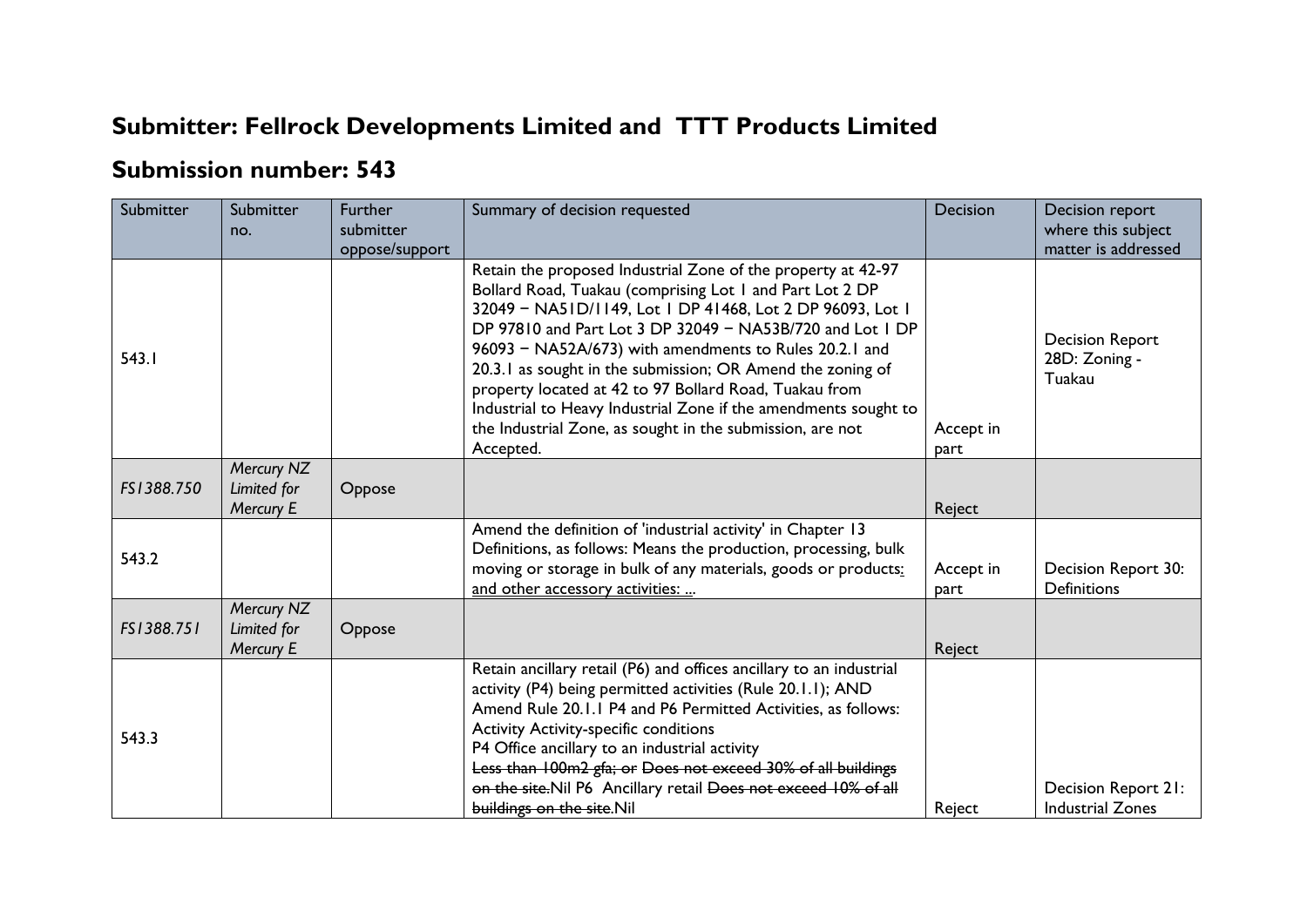## Submitter: Fellrock Developments Limited and TTT Products Limited

## Submission number: 543

| Submitter | Submitter no. | Further submitter oppose/support | Summary of decision requested | Decision | Decision report where this subject matter is addressed |
|---|---|---|---|---|---|
| 543.1 | | | Retain the proposed Industrial Zone of the property at 42-97 Bollard Road, Tuakau (comprising Lot 1 and Part Lot 2 DP 32049 − NA51D/1149, Lot 1 DP 41468, Lot 2 DP 96093, Lot 1 DP 97810 and Part Lot 3 DP 32049 − NA53B/720 and Lot 1 DP 96093 − NA52A/673) with amendments to Rules 20.2.1 and 20.3.1 as sought in the submission; OR Amend the zoning of property located at 42 to 97 Bollard Road, Tuakau from Industrial to Heavy Industrial Zone if the amendments sought to the Industrial Zone, as sought in the submission, are not Accepted. | Accept in part | Decision Report 28D: Zoning - Tuakau |
| *FS1388.750* | *Mercury NZ Limited for Mercury E* | Oppose | | Reject | |
| 543.2 | | | Amend the definition of 'industrial activity' in Chapter 13 Definitions, as follows: Means the production, processing, bulk moving or storage in bulk of any materials, goods or products<u>; and other accessory activities: ...</u> | Accept in part | Decision Report 30: Definitions |
| *FS1388.751* | *Mercury NZ Limited for Mercury E* | Oppose | | Reject | |
| 543.3 | | | Retain ancillary retail (P6) and offices ancillary to an industrial activity (P4) being permitted activities (Rule 20.1.1); AND Amend Rule 20.1.1 P4 and P6 Permitted Activities, as follows: Activity Activity-specific conditions P4 Office ancillary to an industrial activity ~~Less than 100m2 gfa; or Does not exceed 30% of all buildings on the site.~~Nil P6 Ancillary retail ~~Does not exceed 10% of all buildings on the site.~~Nil | Reject | Decision Report 21: Industrial Zones |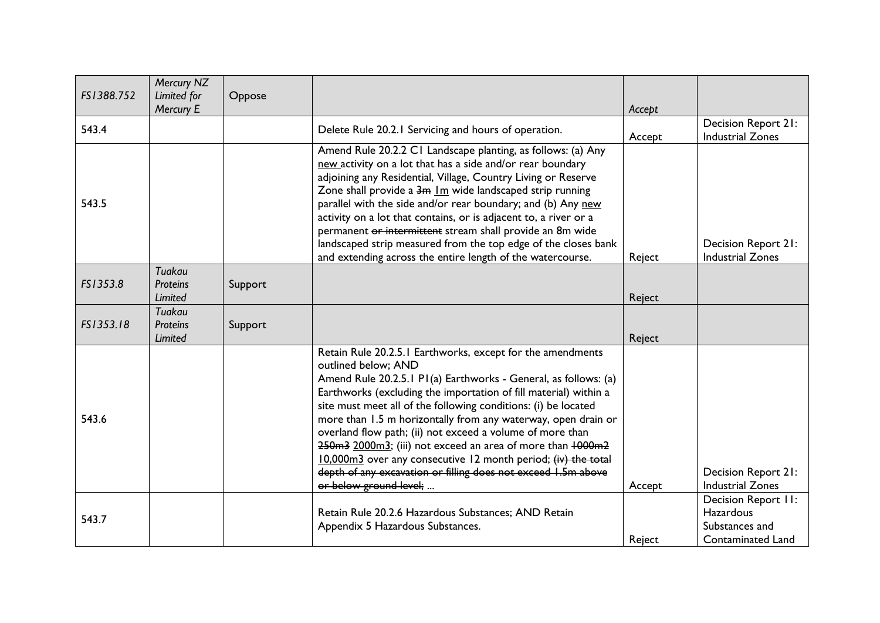| | | | | | |
|---|---|---|---|---|---|
| FS1388.752 | *Mercury NZ Limited for Mercury E* | Oppose | | Accept | |
| 543.4 | | | Delete Rule 20.2.1 Servicing and hours of operation. | Accept | Decision Report 21: Industrial Zones |
| 543.5 | | | Amend Rule 20.2.2 C1 Landscape planting, as follows: (a) Any <u>new</u> activity on a lot that has a side and/or rear boundary adjoining any Residential, Village, Country Living or Reserve Zone shall provide a ~~3m~~ <u>1m</u> wide landscaped strip running parallel with the side and/or rear boundary; and (b) Any <u>new</u> activity on a lot that contains, or is adjacent to, a river or a permanent ~~or intermittent~~ stream shall provide an 8m wide landscaped strip measured from the top edge of the closes bank and extending across the entire length of the watercourse. | Reject | Decision Report 21: Industrial Zones |
| FS1353.8 | *Tuakau Proteins Limited* | Support | | Reject | |
| FS1353.18 | *Tuakau Proteins Limited* | Support | | Reject | |
| 543.6 | | | Retain Rule 20.2.5.1 Earthworks, except for the amendments outlined below; AND<br>Amend Rule 20.2.5.1 P1(a) Earthworks - General, as follows: (a) Earthworks (excluding the importation of fill material) within a site must meet all of the following conditions: (i) be located more than 1.5 m horizontally from any waterway, open drain or overland flow path; (ii) not exceed a volume of more than ~~250m3~~ <u>2000m3</u>; (iii) not exceed an area of more than ~~1000m2~~ <u>10,000m3</u> over any consecutive 12 month period; ~~(iv) the total depth of any excavation or filling does not exceed 1.5m above or below ground level;~~ ... | Accept | Decision Report 21: Industrial Zones |
| 543.7 | | | Retain Rule 20.2.6 Hazardous Substances; AND Retain Appendix 5 Hazardous Substances. | Reject | Decision Report 11: Hazardous Substances and Contaminated Land |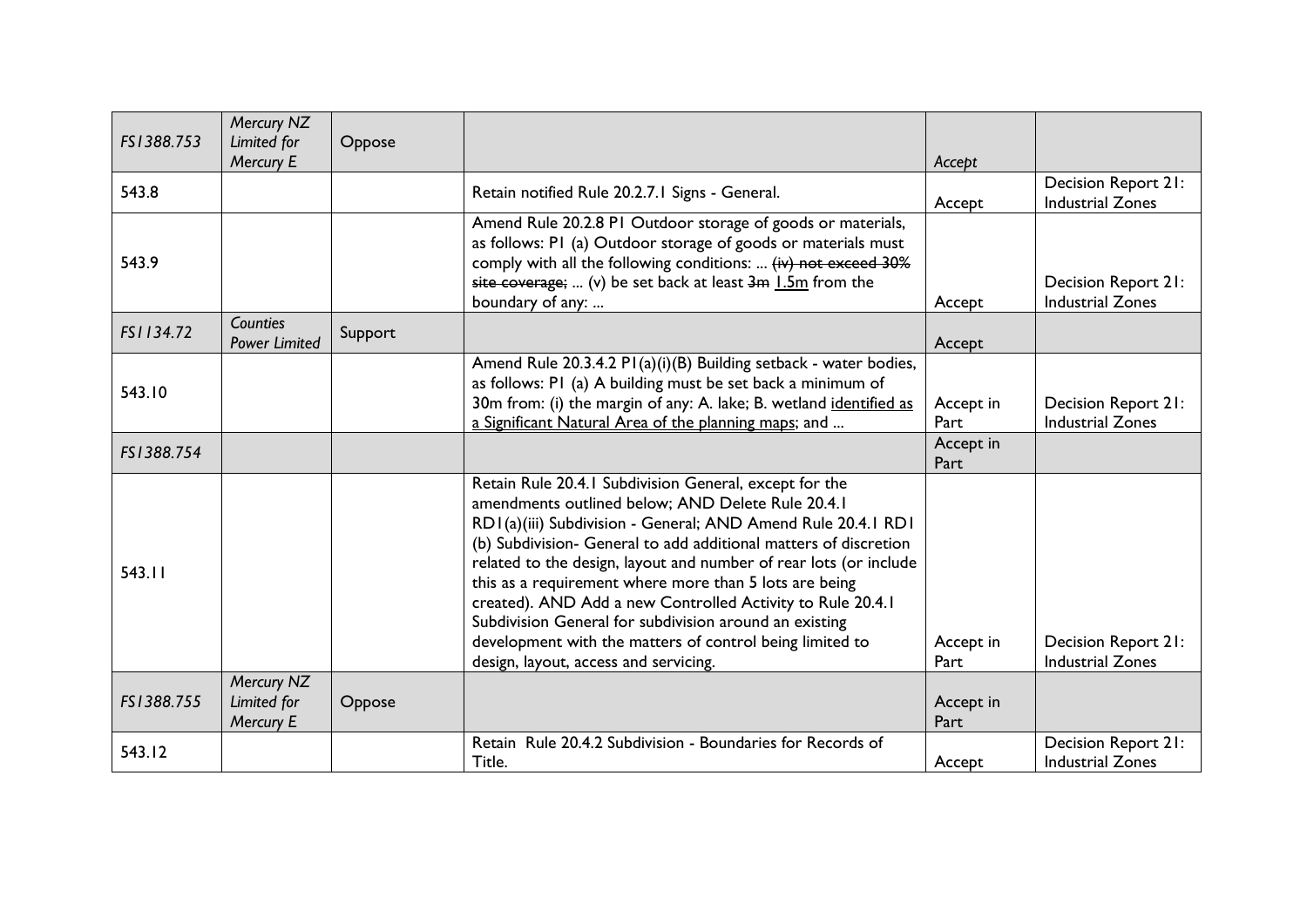| FS1388.753 | *Mercury NZ Limited for Mercury E* | Oppose | | Accept | |
|---|---|---|---|---|---|
| 543.8 | | | Retain notified Rule 20.2.7.1 Signs - General. | Accept | Decision Report 21: Industrial Zones |
| 543.9 | | | Amend Rule 20.2.8 P1 Outdoor storage of goods or materials, as follows: P1 (a) Outdoor storage of goods or materials must comply with all the following conditions: ... ~~(iv) not exceed 30% site coverage;~~ ... (v) be set back at least ~~3m~~ 1.5m from the boundary of any: ... | Accept | Decision Report 21: Industrial Zones |
| FS1134.72 | *Counties Power Limited* | Support | | Accept | |
| 543.10 | | | Amend Rule 20.3.4.2 P1(a)(i)(B) Building setback - water bodies, as follows: P1 (a) A building must be set back a minimum of 30m from: (i) the margin of any: A. lake; B. wetland identified as a Significant Natural Area of the planning maps; and ... | Accept in Part | Decision Report 21: Industrial Zones |
| FS1388.754 | | | | Accept in Part | |
| 543.11 | | | Retain Rule 20.4.1 Subdivision General, except for the amendments outlined below; AND Delete Rule 20.4.1 RD1(a)(iii) Subdivision - General; AND Amend Rule 20.4.1 RD1 (b) Subdivision- General to add additional matters of discretion related to the design, layout and number of rear lots (or include this as a requirement where more than 5 lots are being created). AND Add a new Controlled Activity to Rule 20.4.1 Subdivision General for subdivision around an existing development with the matters of control being limited to design, layout, access and servicing. | Accept in Part | Decision Report 21: Industrial Zones |
| FS1388.755 | *Mercury NZ Limited for Mercury E* | Oppose | | Accept in Part | |
| 543.12 | | | Retain Rule 20.4.2 Subdivision - Boundaries for Records of Title. | Accept | Decision Report 21: Industrial Zones |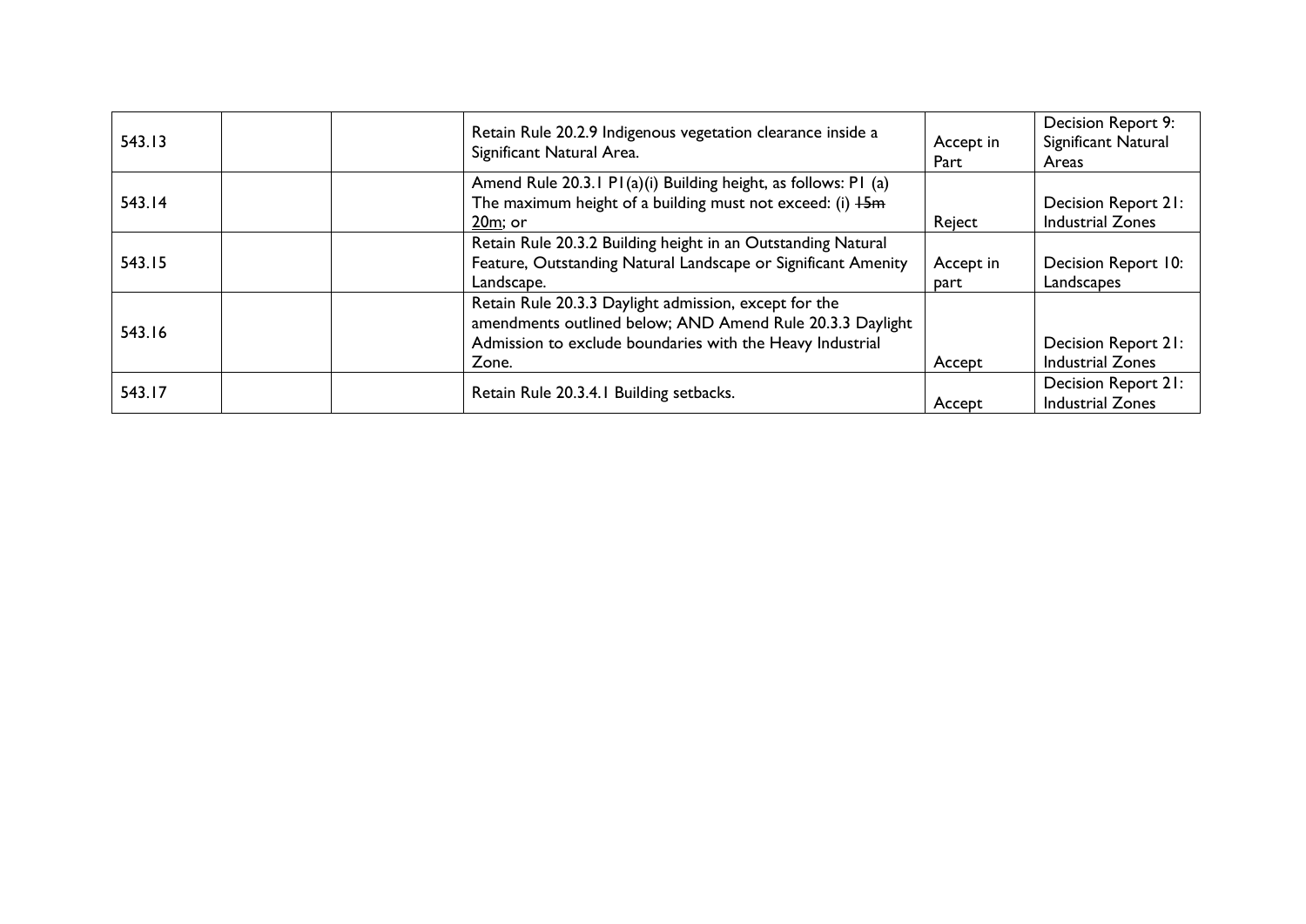| | | | | | |
|---|---|---|---|---|---|
| 543.13 | | | Retain Rule 20.2.9 Indigenous vegetation clearance inside a Significant Natural Area. | Accept in Part | Decision Report 9: Significant Natural Areas |
| 543.14 | | | Amend Rule 20.3.1 P1(a)(i) Building height, as follows: P1 (a) The maximum height of a building must not exceed: (i) ~~15m~~ <u>20m</u>; or | Reject | Decision Report 21: Industrial Zones |
| 543.15 | | | Retain Rule 20.3.2 Building height in an Outstanding Natural Feature, Outstanding Natural Landscape or Significant Amenity Landscape. | Accept in part | Decision Report 10: Landscapes |
| 543.16 | | | Retain Rule 20.3.3 Daylight admission, except for the amendments outlined below; AND Amend Rule 20.3.3 Daylight Admission to exclude boundaries with the Heavy Industrial Zone. | Accept | Decision Report 21: Industrial Zones |
| 543.17 | | | Retain Rule 20.3.4.1 Building setbacks. | Accept | Decision Report 21: Industrial Zones |